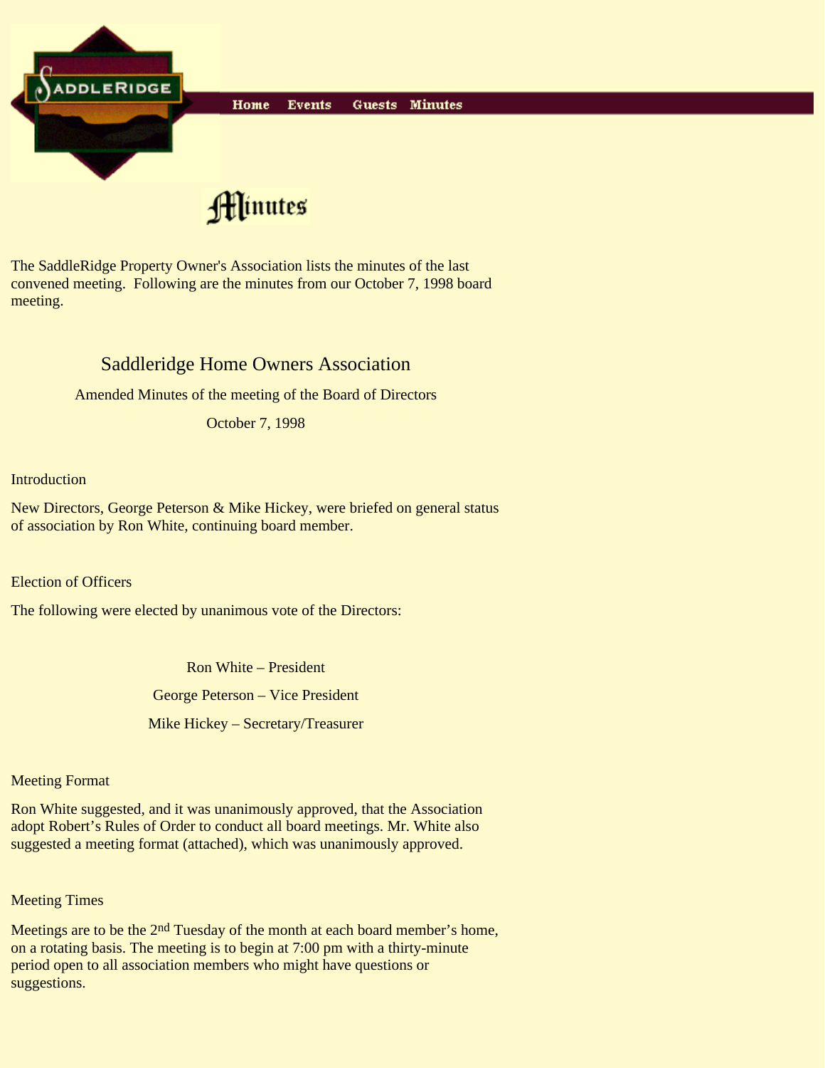Home Events Guests Minutes

# Minutes

The SaddleRidge Property Owner's Association lists the minutes of the last convened meeting. Following are the minutes from our October 7, 1998 board meeting.

## Saddleridge Home Owners Association

Amended Minutes of the meeting of the Board of Directors

October 7, 1998

### Introduction

New Directors, George Peterson & Mike Hickey, were briefed on general status of association by Ron White, continuing board member.

### Election of Officers

The following were elected by unanimous vote of the Directors:

Ron White – President

George Peterson – Vice President

Mike Hickey – Secretary/Treasurer

### Meeting Format

Ron White suggested, and it was unanimously approved, that the Association adopt Robert's Rules of Order to conduct all board meetings. Mr. White also suggested a meeting format (attached), which was unanimously approved.

### Meeting Times

Meetings are to be the 2nd Tuesday of the month at each board member's home, on a rotating basis. The meeting is to begin at 7:00 pm with a thirty-minute period open to all association members who might have questions or suggestions.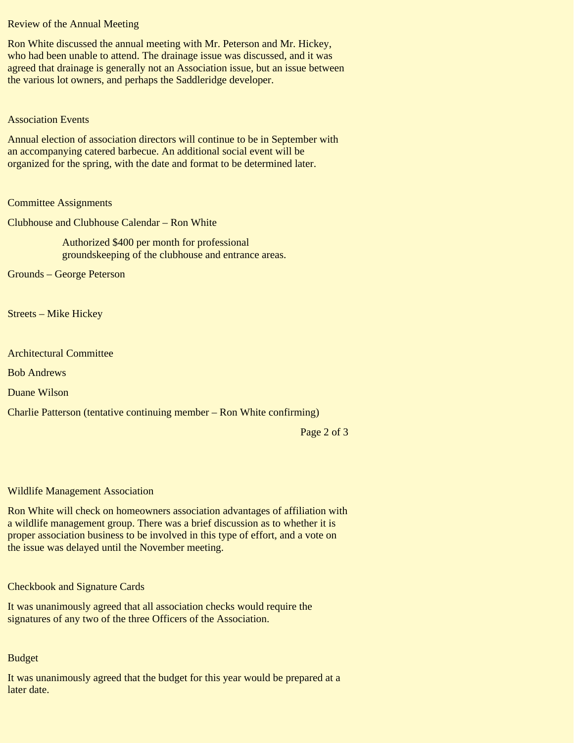## Review of the Annual Meeting

Ron White discussed the annual meeting with Mr. Peterson and Mr. Hickey, who had been unable to attend. The drainage issue was discussed, and it was agreed that drainage is generally not an Association issue, but an issue between the various lot owners, and perhaps the Saddleridge developer.

## Association Events

Annual election of association directors will continue to be in September with an accompanying catered barbecue. An additional social event will be organized for the spring, with the date and format to be determined later.

## Committee Assignments

Clubhouse and Clubhouse Calendar – Ron White

> Authorized $400 per month for professional groundskeeping of the clubhouse and entrance areas.

Grounds – George Peterson

Streets – Mike Hickey

Architectural Committee

Bob Andrews

Duane Wilson

Charlie Patterson (tentative continuing member – Ron White confirming)

## Wildlife Management Association

Ron White will check on homeowners association advantages of affiliation with a wildlife management group. There was a brief discussion as to whether it is proper association business to be involved in this type of effort, and a vote on the issue was delayed until the November meeting.

## Checkbook and Signature Cards

It was unanimously agreed that all association checks would require the signatures of any two of the three Officers of the Association.

## Budget

It was unanimously agreed that the budget for this year would be prepared at a later date.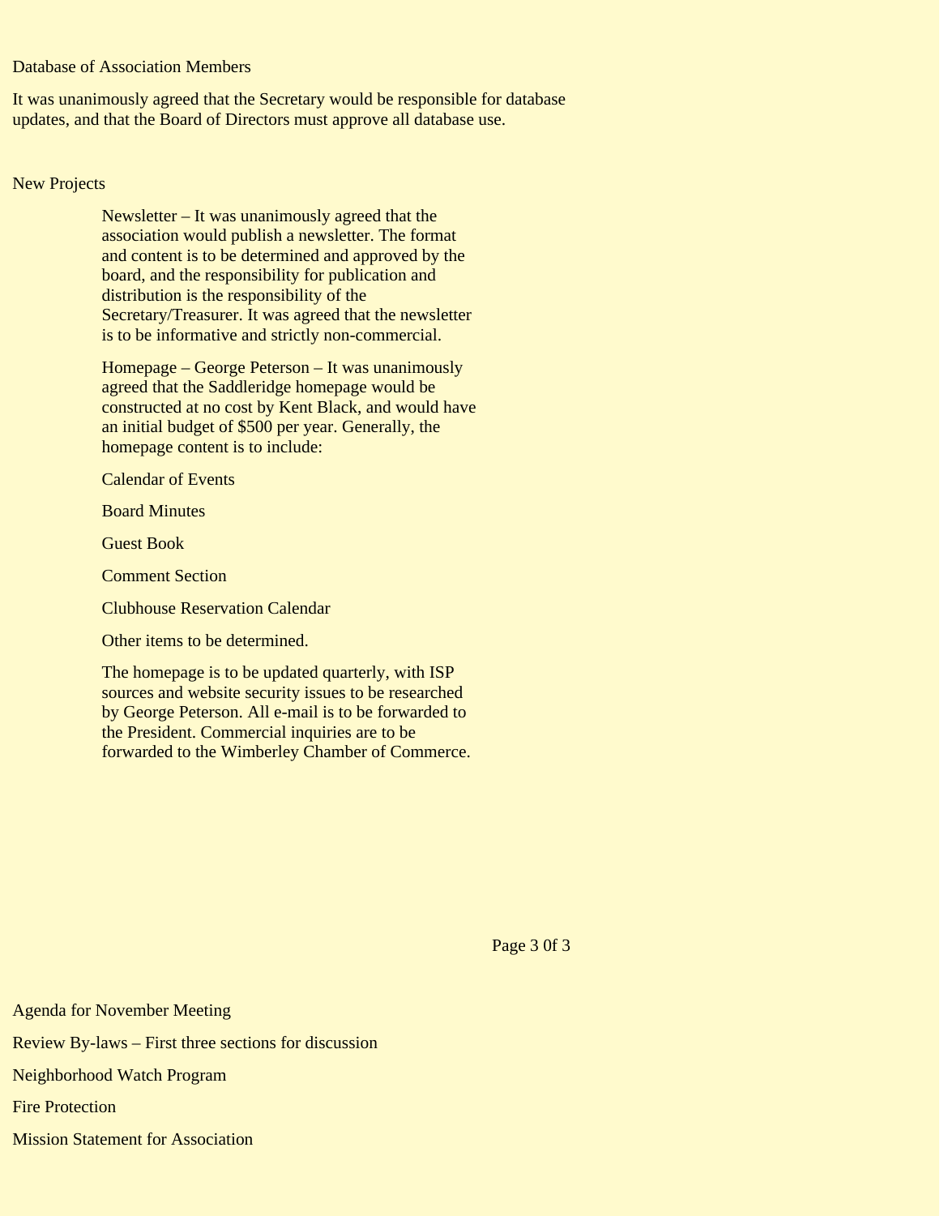## Database of Association Members

It was unanimously agreed that the Secretary would be responsible for database updates, and that the Board of Directors must approve all database use.

## New Projects

Newsletter – It was unanimously agreed that the association would publish a newsletter. The format and content is to be determined and approved by the board, and the responsibility for publication and distribution is the responsibility of the Secretary/Treasurer. It was agreed that the newsletter is to be informative and strictly non-commercial.

Homepage – George Peterson – It was unanimously agreed that the Saddleridge homepage would be constructed at no cost by Kent Black, and would have an initial budget of $500 per year. Generally, the homepage content is to include:

- Calendar of Events
- Board Minutes
- Guest Book
- Comment Section
- Clubhouse Reservation Calendar
- Other items to be determined.

The homepage is to be updated quarterly, with ISP sources and website security issues to be researched by George Peterson. All e-mail is to be forwarded to the President. Commercial inquiries are to be forwarded to the Wimberley Chamber of Commerce.

## Agenda for November Meeting

Review By-laws – First three sections for discussion

Neighborhood Watch Program

Fire Protection

Mission Statement for Association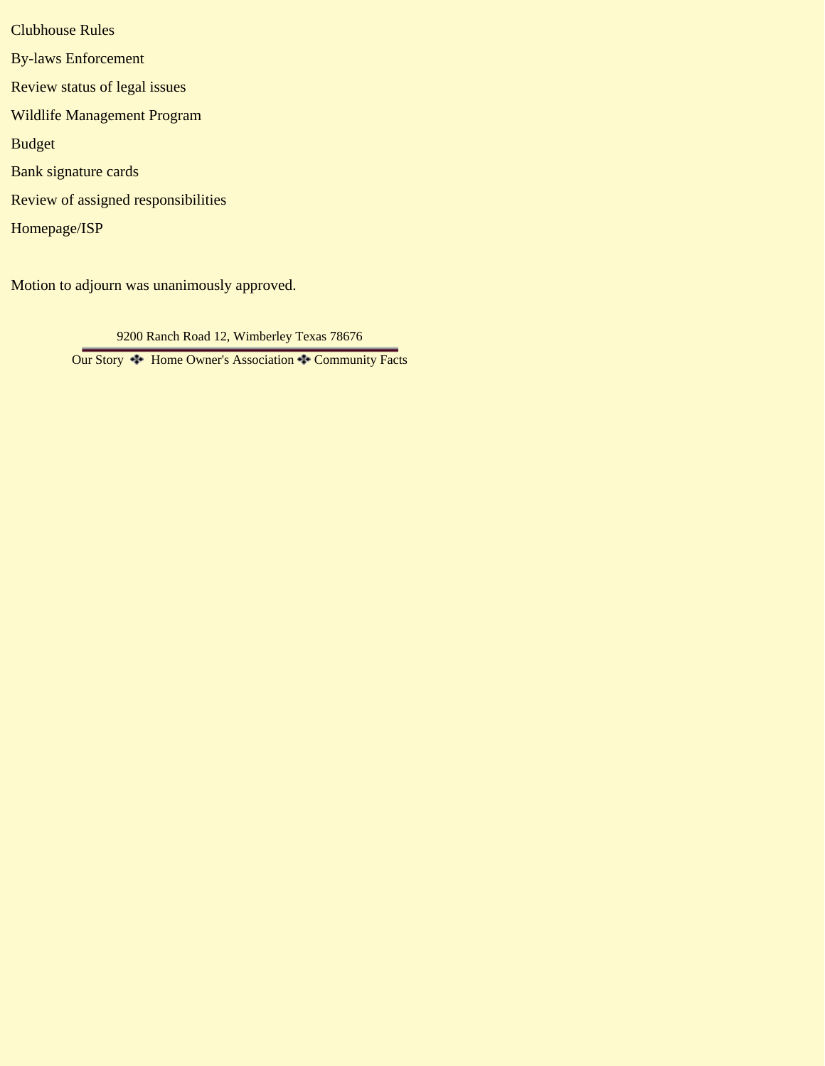Clubhouse Rules

By-laws Enforcement

Review status of legal issues

Wildlife Management Program

Budget

Bank signature cards

Review of assigned responsibilities

Homepage/ISP

Motion to adjourn was unanimously approved.

9200 Ranch Road 12, Wimberley Texas 78676

Our Story ✥ Home Owner's Association ✥ Community Facts